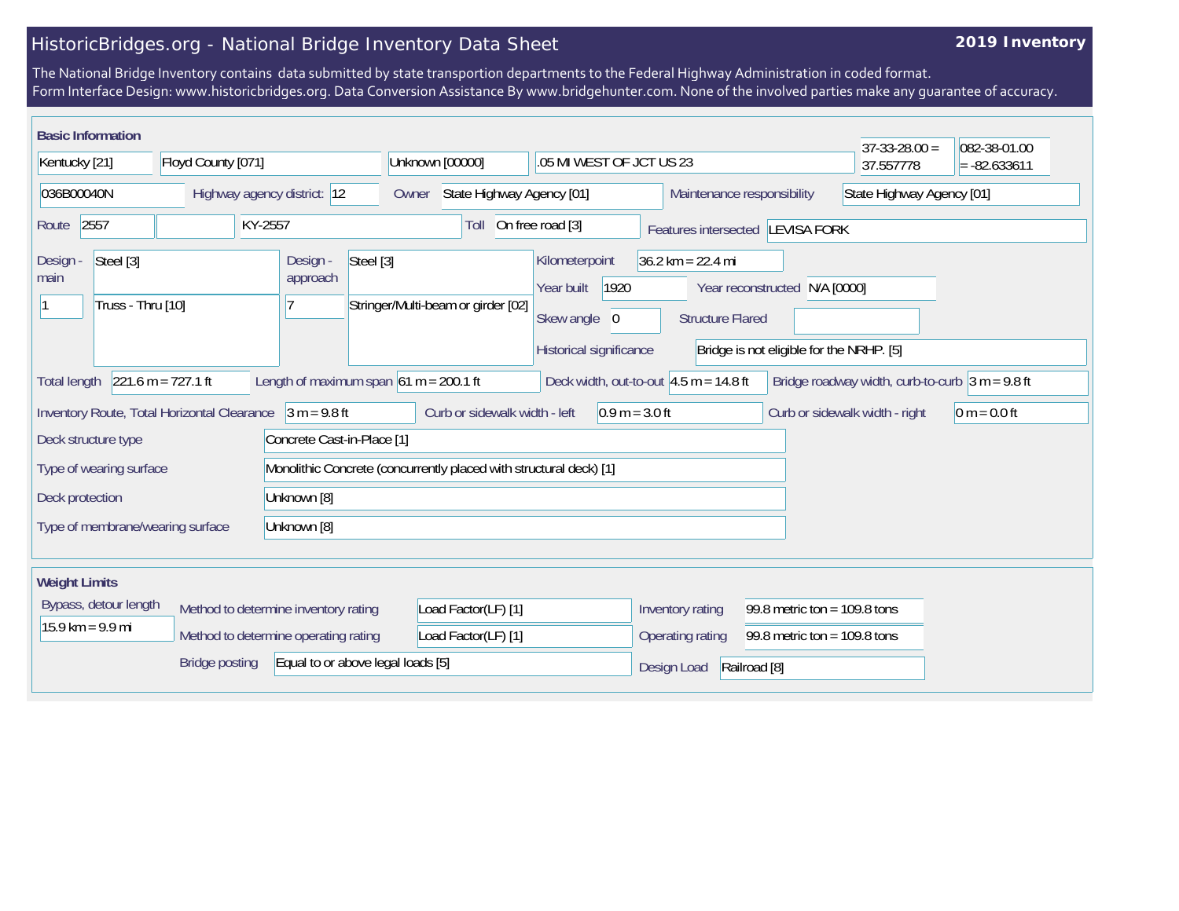# HistoricBridges.org - National Bridge Inventory Data Sheet

**2019 Inventory**

The National Bridge Inventory contains data submitted by state transportion departments to the Federal Highway Administration in coded format.
Form Interface Design: www.historicbridges.org. Data Conversion Assistance By www.bridgehunter.com. None of the involved parties make any guarantee of accuracy.

## Basic Information

| | |
|---|---|
| State | Kentucky [21] |
| County | Floyd County [071] |
| Place | Unknown [00000] |
| Location | .05 MI WEST OF JCT US 23 |
| Latitude | 37-33-28.00 = 37.557778 |
| Longitude | 082-38-01.00 = -82.633611 |
| Structure Number | 036B00040N |
| Highway agency district | 12 |
| Owner | State Highway Agency [01] |
| Maintenance responsibility | State Highway Agency [01] |
| Route | 2557 |
| | KY-2557 |
| Toll | On free road [3] |
| Features intersected | LEVISA FORK |
| Design - main | Steel [3] |
| | 1 — Truss - Thru [10] |
| Design - approach | Steel [3] |
| | 7 — Stringer/Multi-beam or girder [02] |
| Kilometerpoint | 36.2 km = 22.4 mi |
| Year built | 1920 |
| Year reconstructed | N/A [0000] |
| Skew angle | 0 |
| Structure Flared | |
| Historical significance | Bridge is not eligible for the NRHP. [5] |
| Total length | 221.6 m = 727.1 ft |
| Length of maximum span | 61 m = 200.1 ft |
| Deck width, out-to-out | 4.5 m = 14.8 ft |
| Bridge roadway width, curb-to-curb | 3 m = 9.8 ft |
| Inventory Route, Total Horizontal Clearance | 3 m = 9.8 ft |
| Curb or sidewalk width - left | 0.9 m = 3.0 ft |
| Curb or sidewalk width - right | 0 m = 0.0 ft |
| Deck structure type | Concrete Cast-in-Place [1] |
| Type of wearing surface | Monolithic Concrete (concurrently placed with structural deck) [1] |
| Deck protection | Unknown [8] |
| Type of membrane/wearing surface | Unknown [8] |

## Weight Limits

| | |
|---|---|
| Bypass, detour length | 15.9 km = 9.9 mi |
| Method to determine inventory rating | Load Factor(LF) [1] |
| Method to determine operating rating | Load Factor(LF) [1] |
| Inventory rating | 99.8 metric ton = 109.8 tons |
| Operating rating | 99.8 metric ton = 109.8 tons |
| Bridge posting | Equal to or above legal loads [5] |
| Design Load | Railroad [8] |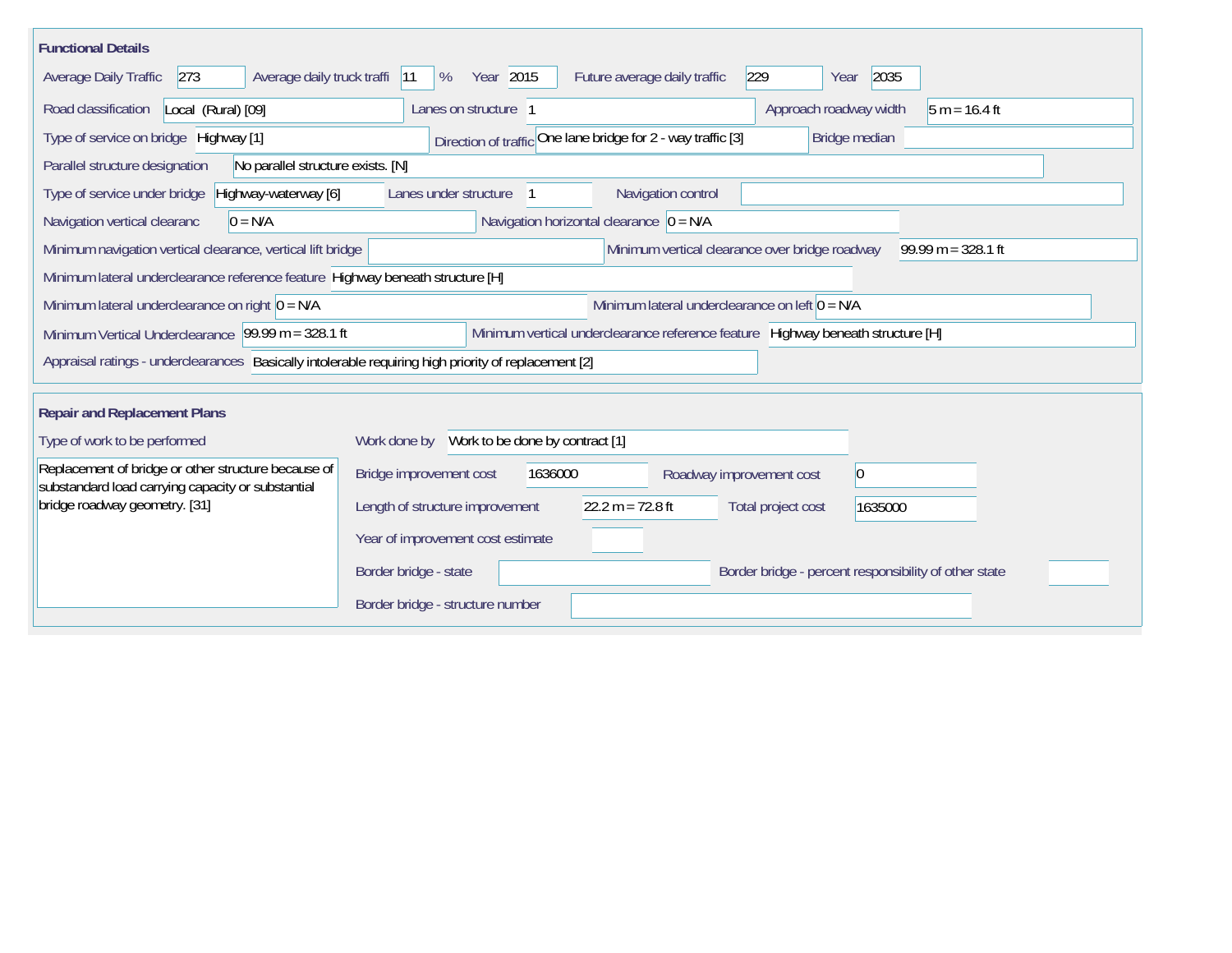## Functional Details

| Field | Value |
|---|---|
| Average Daily Traffic | 273 |
| Average daily truck traffi | 11 % |
| Year | 2015 |
| Future average daily traffic | 229 |
| Year | 2035 |
| Road classification | Local (Rural) [09] |
| Lanes on structure | 1 |
| Approach roadway width | 5 m = 16.4 ft |
| Type of service on bridge | Highway [1] |
| Direction of traffic | One lane bridge for 2 - way traffic [3] |
| Bridge median | |
| Parallel structure designation | No parallel structure exists. [N] |
| Type of service under bridge | Highway-waterway [6] |
| Lanes under structure | 1 |
| Navigation control | |
| Navigation vertical clearanc | 0 = N/A |
| Navigation horizontal clearance | 0 = N/A |
| Minimum navigation vertical clearance, vertical lift bridge | |
| Minimum vertical clearance over bridge roadway | 99.99 m = 328.1 ft |
| Minimum lateral underclearance reference feature | Highway beneath structure [H] |
| Minimum lateral underclearance on right | 0 = N/A |
| Minimum lateral underclearance on left | 0 = N/A |
| Minimum Vertical Underclearance | 99.99 m = 328.1 ft |
| Minimum vertical underclearance reference feature | Highway beneath structure [H] |
| Appraisal ratings - underclearances | Basically intolerable requiring high priority of replacement [2] |

## Repair and Replacement Plans

| Field | Value |
|---|---|
| Type of work to be performed | Replacement of bridge or other structure because of substandard load carrying capacity or substantial bridge roadway geometry. [31] |
| Work done by | Work to be done by contract [1] |
| Bridge improvement cost | 1636000 |
| Roadway improvement cost | 0 |
| Length of structure improvement | 22.2 m = 72.8 ft |
| Total project cost | 1635000 |
| Year of improvement cost estimate | |
| Border bridge - state | |
| Border bridge - percent responsibility of other state | |
| Border bridge - structure number | |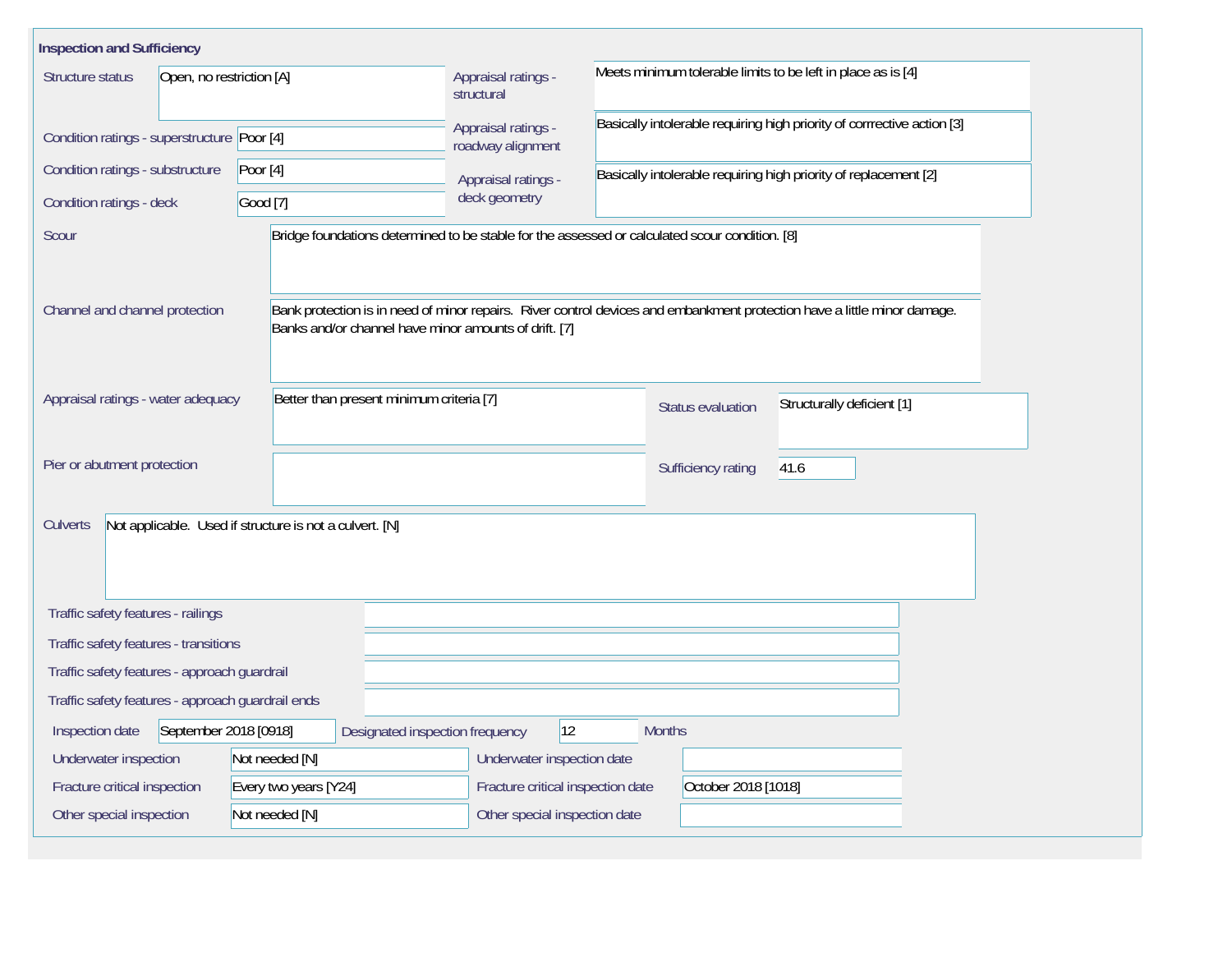## Inspection and Sufficiency

| Field | Value |
| --- | --- |
| Structure status | Open, no restriction [A] |
| Condition ratings - superstructure | Poor [4] |
| Condition ratings - substructure | Poor [4] |
| Condition ratings - deck | Good [7] |
| Appraisal ratings - structural | Meets minimum tolerable limits to be left in place as is [4] |
| Appraisal ratings - roadway alignment | Basically intolerable requiring high priority of corrrective action [3] |
| Appraisal ratings - deck geometry | Basically intolerable requiring high priority of replacement [2] |
| Scour | Bridge foundations determined to be stable for the assessed or calculated scour condition. [8] |
| Channel and channel protection | Bank protection is in need of minor repairs. River control devices and embankment protection have a little minor damage. Banks and/or channel have minor amounts of drift. [7] |
| Appraisal ratings - water adequacy | Better than present minimum criteria [7] |
| Status evaluation | Structurally deficient [1] |
| Pier or abutment protection | |
| Sufficiency rating | 41.6 |
| Culverts | Not applicable. Used if structure is not a culvert. [N] |
| Traffic safety features - railings | |
| Traffic safety features - transitions | |
| Traffic safety features - approach guardrail | |
| Traffic safety features - approach guardrail ends | |
| Inspection date | September 2018 [0918] |
| Designated inspection frequency | 12 Months |
| Underwater inspection | Not needed [N] |
| Underwater inspection date | |
| Fracture critical inspection | Every two years [Y24] |
| Fracture critical inspection date | October 2018 [1018] |
| Other special inspection | Not needed [N] |
| Other special inspection date | |